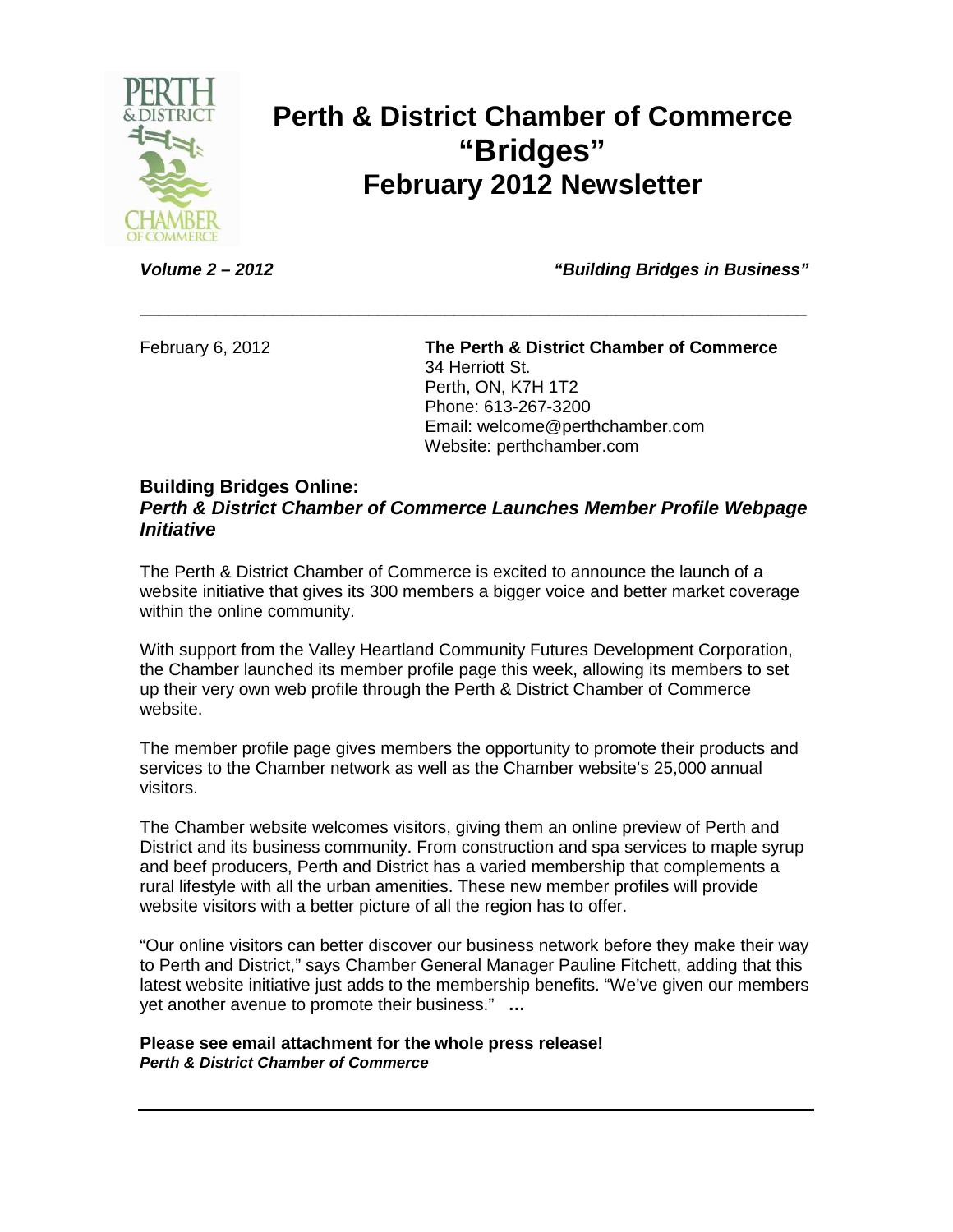# Perth & District Chamber of Commerce "Bridges" February 2012 Newsletter

***Volume 2 – 2012*** ***"Building Bridges in Business"***

---

February 6, 2012

**The Perth & District Chamber of Commerce**
34 Herriott St.
Perth, ON, K7H 1T2
Phone: 613-267-3200
Email: welcome@perthchamber.com
Website: perthchamber.com

## Building Bridges Online:
### *Perth & District Chamber of Commerce Launches Member Profile Webpage Initiative*

The Perth & District Chamber of Commerce is excited to announce the launch of a website initiative that gives its 300 members a bigger voice and better market coverage within the online community.

With support from the Valley Heartland Community Futures Development Corporation, the Chamber launched its member profile page this week, allowing its members to set up their very own web profile through the Perth & District Chamber of Commerce website.

The member profile page gives members the opportunity to promote their products and services to the Chamber network as well as the Chamber website's 25,000 annual visitors.

The Chamber website welcomes visitors, giving them an online preview of Perth and District and its business community. From construction and spa services to maple syrup and beef producers, Perth and District has a varied membership that complements a rural lifestyle with all the urban amenities. These new member profiles will provide website visitors with a better picture of all the region has to offer.

"Our online visitors can better discover our business network before they make their way to Perth and District," says Chamber General Manager Pauline Fitchett, adding that this latest website initiative just adds to the membership benefits. "We've given our members yet another avenue to promote their business." **…**

**Please see email attachment for the whole press release!**
***Perth & District Chamber of Commerce***

---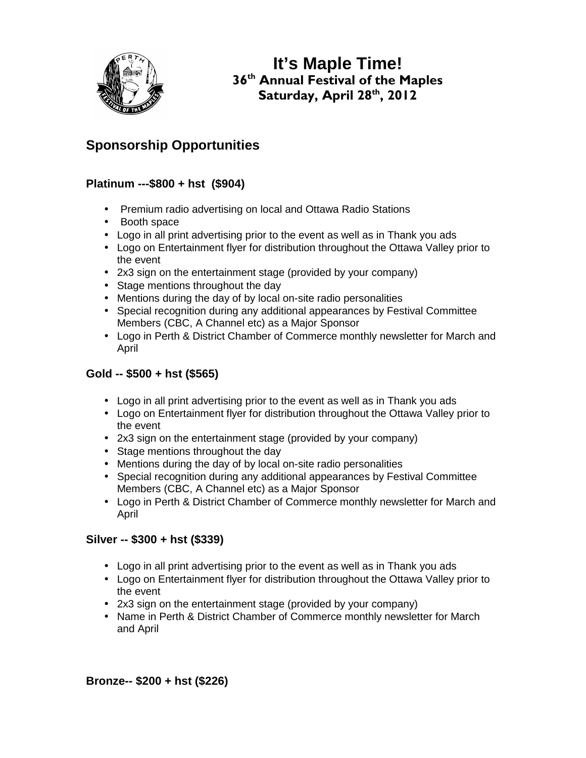# It's Maple Time!

## 36th Annual Festival of the Maples

## Saturday, April 28th, 2012

## Sponsorship Opportunities

### Platinum ---$800 + hst  ($904)

- Premium radio advertising on local and Ottawa Radio Stations
- Booth space
- Logo in all print advertising prior to the event as well as in Thank you ads
- Logo on Entertainment flyer for distribution throughout the Ottawa Valley prior to the event
- 2x3 sign on the entertainment stage (provided by your company)
- Stage mentions throughout the day
- Mentions during the day of by local on-site radio personalities
- Special recognition during any additional appearances by Festival Committee Members (CBC, A Channel etc) as a Major Sponsor
- Logo in Perth & District Chamber of Commerce monthly newsletter for March and April

### Gold -- $500 + hst ($565)

- Logo in all print advertising prior to the event as well as in Thank you ads
- Logo on Entertainment flyer for distribution throughout the Ottawa Valley prior to the event
- 2x3 sign on the entertainment stage (provided by your company)
- Stage mentions throughout the day
- Mentions during the day of by local on-site radio personalities
- Special recognition during any additional appearances by Festival Committee Members (CBC, A Channel etc) as a Major Sponsor
- Logo in Perth & District Chamber of Commerce monthly newsletter for March and April

### Silver -- $300 + hst ($339)

- Logo in all print advertising prior to the event as well as in Thank you ads
- Logo on Entertainment flyer for distribution throughout the Ottawa Valley prior to the event
- 2x3 sign on the entertainment stage (provided by your company)
- Name in Perth & District Chamber of Commerce monthly newsletter for March and April

### Bronze-- $200 + hst ($226)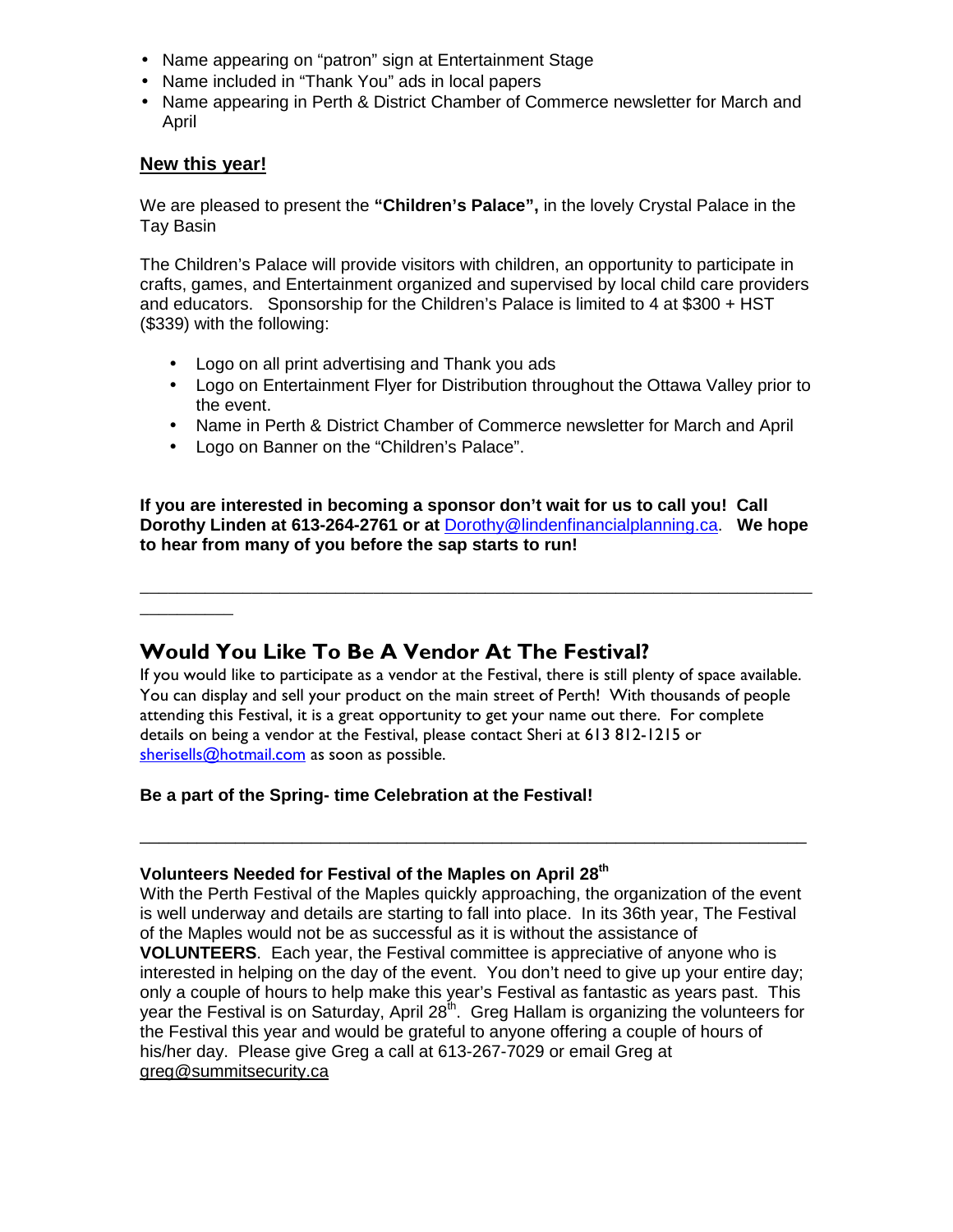- Name appearing on "patron" sign at Entertainment Stage
- Name included in "Thank You" ads in local papers
- Name appearing in Perth & District Chamber of Commerce newsletter for March and April

**New this year!**

We are pleased to present the **"Children's Palace",** in the lovely Crystal Palace in the Tay Basin

The Children's Palace will provide visitors with children, an opportunity to participate in crafts, games, and Entertainment organized and supervised by local child care providers and educators. Sponsorship for the Children's Palace is limited to 4 at $300 + HST ($339) with the following:

- Logo on all print advertising and Thank you ads
- Logo on Entertainment Flyer for Distribution throughout the Ottawa Valley prior to the event.
- Name in Perth & District Chamber of Commerce newsletter for March and April
- Logo on Banner on the "Children's Palace".

**If you are interested in becoming a sponsor don't wait for us to call you! Call Dorothy Linden at 613-264-2761 or at** Dorothy@lindenfinancialplanning.ca. **We hope to hear from many of you before the sap starts to run!**

---

## Would You Like To Be A Vendor At The Festival?

If you would like to participate as a vendor at the Festival, there is still plenty of space available. You can display and sell your product on the main street of Perth! With thousands of people attending this Festival, it is a great opportunity to get your name out there. For complete details on being a vendor at the Festival, please contact Sheri at 613 812-1215 or sherisells@hotmail.com as soon as possible.

**Be a part of the Spring- time Celebration at the Festival!**

---

**Volunteers Needed for Festival of the Maples on April 28th**

With the Perth Festival of the Maples quickly approaching, the organization of the event is well underway and details are starting to fall into place. In its 36th year, The Festival of the Maples would not be as successful as it is without the assistance of **VOLUNTEERS**. Each year, the Festival committee is appreciative of anyone who is interested in helping on the day of the event. You don't need to give up your entire day; only a couple of hours to help make this year's Festival as fantastic as years past. This year the Festival is on Saturday, April 28th. Greg Hallam is organizing the volunteers for the Festival this year and would be grateful to anyone offering a couple of hours of his/her day. Please give Greg a call at 613-267-7029 or email Greg at greg@summitsecurity.ca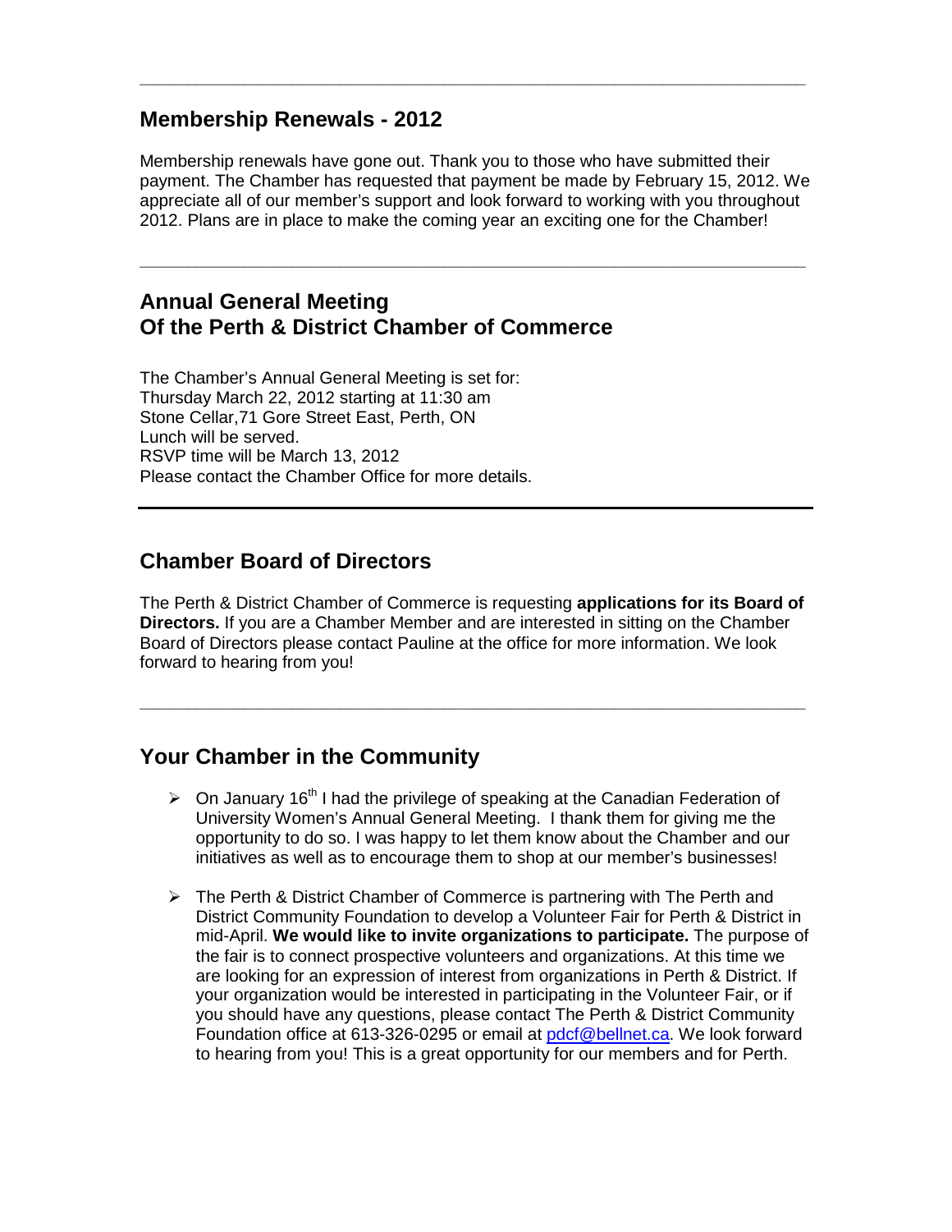## Membership Renewals - 2012

Membership renewals have gone out. Thank you to those who have submitted their payment. The Chamber has requested that payment be made by February 15, 2012. We appreciate all of our member's support and look forward to working with you throughout 2012. Plans are in place to make the coming year an exciting one for the Chamber!

---

## Annual General Meeting
## Of the Perth & District Chamber of Commerce

The Chamber's Annual General Meeting is set for:
Thursday March 22, 2012 starting at 11:30 am
Stone Cellar,71 Gore Street East, Perth, ON
Lunch will be served.
RSVP time will be March 13, 2012
Please contact the Chamber Office for more details.

---

## Chamber Board of Directors

The Perth & District Chamber of Commerce is requesting **applications for its Board of Directors.** If you are a Chamber Member and are interested in sitting on the Chamber Board of Directors please contact Pauline at the office for more information. We look forward to hearing from you!

---

## Your Chamber in the Community

- On January 16th I had the privilege of speaking at the Canadian Federation of University Women's Annual General Meeting. I thank them for giving me the opportunity to do so. I was happy to let them know about the Chamber and our initiatives as well as to encourage them to shop at our member's businesses!

- The Perth & District Chamber of Commerce is partnering with The Perth and District Community Foundation to develop a Volunteer Fair for Perth & District in mid-April. **We would like to invite organizations to participate.** The purpose of the fair is to connect prospective volunteers and organizations. At this time we are looking for an expression of interest from organizations in Perth & District. If your organization would be interested in participating in the Volunteer Fair, or if you should have any questions, please contact The Perth & District Community Foundation office at 613-326-0295 or email at pdcf@bellnet.ca. We look forward to hearing from you! This is a great opportunity for our members and for Perth.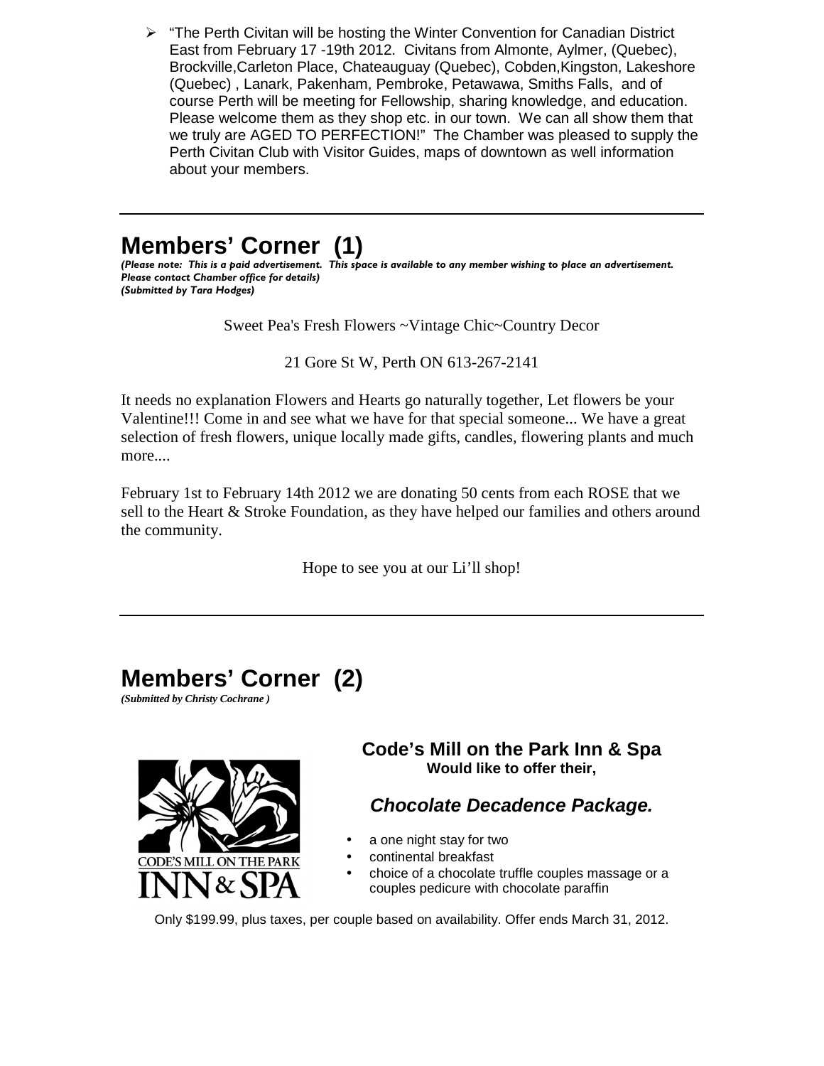- "The Perth Civitan will be hosting the Winter Convention for Canadian District East from February 17 -19th 2012. Civitans from Almonte, Aylmer, (Quebec), Brockville,Carleton Place, Chateauguay (Quebec), Cobden,Kingston, Lakeshore (Quebec) , Lanark, Pakenham, Pembroke, Petawawa, Smiths Falls, and of course Perth will be meeting for Fellowship, sharing knowledge, and education. Please welcome them as they shop etc. in our town. We can all show them that we truly are AGED TO PERFECTION!" The Chamber was pleased to supply the Perth Civitan Club with Visitor Guides, maps of downtown as well information about your members.

---

## Members' Corner (1)

*(Please note: This is a paid advertisement. This space is available to any member wishing to place an advertisement. Please contact Chamber office for details)*
*(Submitted by Tara Hodges)*

Sweet Pea's Fresh Flowers ~Vintage Chic~Country Decor

21 Gore St W, Perth ON 613-267-2141

It needs no explanation Flowers and Hearts go naturally together, Let flowers be your Valentine!!! Come in and see what we have for that special someone... We have a great selection of fresh flowers, unique locally made gifts, candles, flowering plants and much more....

February 1st to February 14th 2012 we are donating 50 cents from each ROSE that we sell to the Heart & Stroke Foundation, as they have helped our families and others around the community.

Hope to see you at our Li'll shop!

---

## Members' Corner (2)

*(Submitted by Christy Cochrane )*

CODE'S MILL ON THE PARK INN & SPA

**Code's Mill on the Park Inn & Spa**
**Would like to offer their,**

***Chocolate Decadence Package.***

- a one night stay for two
- continental breakfast
- choice of a chocolate truffle couples massage or a couples pedicure with chocolate paraffin

Only $199.99, plus taxes, per couple based on availability. Offer ends March 31, 2012.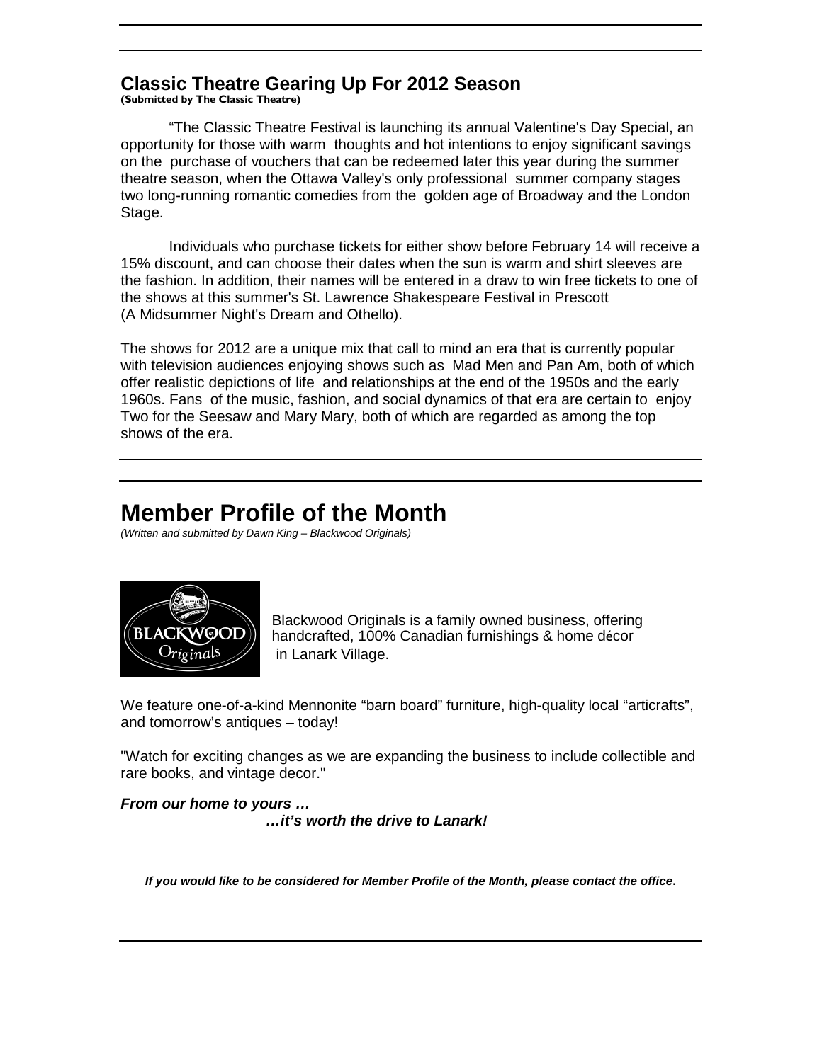## Classic Theatre Gearing Up For 2012 Season

**(Submitted by The Classic Theatre)**

"The Classic Theatre Festival is launching its annual Valentine's Day Special, an opportunity for those with warm thoughts and hot intentions to enjoy significant savings on the purchase of vouchers that can be redeemed later this year during the summer theatre season, when the Ottawa Valley's only professional summer company stages two long-running romantic comedies from the golden age of Broadway and the London Stage.

Individuals who purchase tickets for either show before February 14 will receive a 15% discount, and can choose their dates when the sun is warm and shirt sleeves are the fashion. In addition, their names will be entered in a draw to win free tickets to one of the shows at this summer's St. Lawrence Shakespeare Festival in Prescott (A Midsummer Night's Dream and Othello).

The shows for 2012 are a unique mix that call to mind an era that is currently popular with television audiences enjoying shows such as Mad Men and Pan Am, both of which offer realistic depictions of life and relationships at the end of the 1950s and the early 1960s. Fans of the music, fashion, and social dynamics of that era are certain to enjoy Two for the Seesaw and Mary Mary, both of which are regarded as among the top shows of the era.

# Member Profile of the Month

*(Written and submitted by Dawn King – Blackwood Originals)*

BLACKWOOD Originals

Blackwood Originals is a family owned business, offering handcrafted, 100% Canadian furnishings & home décor in Lanark Village.

We feature one-of-a-kind Mennonite "barn board" furniture, high-quality local "articrafts", and tomorrow's antiques – today!

"Watch for exciting changes as we are expanding the business to include collectible and rare books, and vintage decor."

***From our home to yours …***

***…it's worth the drive to Lanark!***

***If you would like to be considered for Member Profile of the Month, please contact the office.***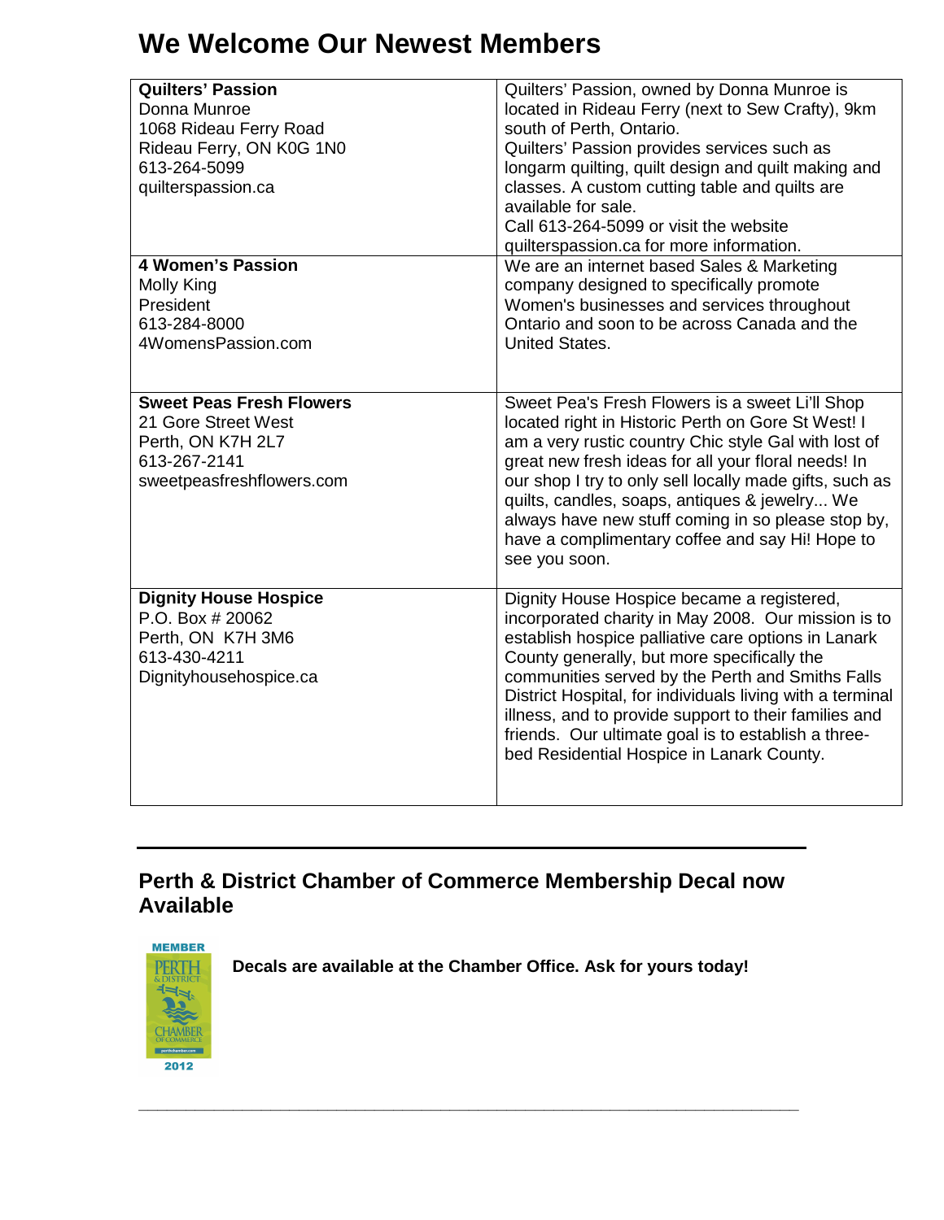# We Welcome Our Newest Members

| | |
|---|---|
| **Quilters' Passion**<br>Donna Munroe<br>1068 Rideau Ferry Road<br>Rideau Ferry, ON K0G 1N0<br>613-264-5099<br>quilterspassion.ca | Quilters' Passion, owned by Donna Munroe is located in Rideau Ferry (next to Sew Crafty), 9km south of Perth, Ontario.<br>Quilters' Passion provides services such as longarm quilting, quilt design and quilt making and classes. A custom cutting table and quilts are available for sale.<br>Call 613-264-5099 or visit the website quilterspassion.ca for more information. |
| **4 Women's Passion**<br>Molly King<br>President<br>613-284-8000<br>4WomensPassion.com | We are an internet based Sales & Marketing company designed to specifically promote Women's businesses and services throughout Ontario and soon to be across Canada and the United States. |
| **Sweet Peas Fresh Flowers**<br>21 Gore Street West<br>Perth, ON K7H 2L7<br>613-267-2141<br>sweetpeasfreshflowers.com | Sweet Pea's Fresh Flowers is a sweet Li'll Shop located right in Historic Perth on Gore St West! I am a very rustic country Chic style Gal with lost of great new fresh ideas for all your floral needs! In our shop I try to only sell locally made gifts, such as quilts, candles, soaps, antiques & jewelry... We always have new stuff coming in so please stop by, have a complimentary coffee and say Hi! Hope to see you soon. |
| **Dignity House Hospice**<br>P.O. Box # 20062<br>Perth, ON K7H 3M6<br>613-430-4211<br>Dignityhousehospice.ca | Dignity House Hospice became a registered, incorporated charity in May 2008. Our mission is to establish hospice palliative care options in Lanark County generally, but more specifically the communities served by the Perth and Smiths Falls District Hospital, for individuals living with a terminal illness, and to provide support to their families and friends. Our ultimate goal is to establish a three-bed Residential Hospice in Lanark County. |

---

## Perth & District Chamber of Commerce Membership Decal now Available

**Decals are available at the Chamber Office. Ask for yours today!**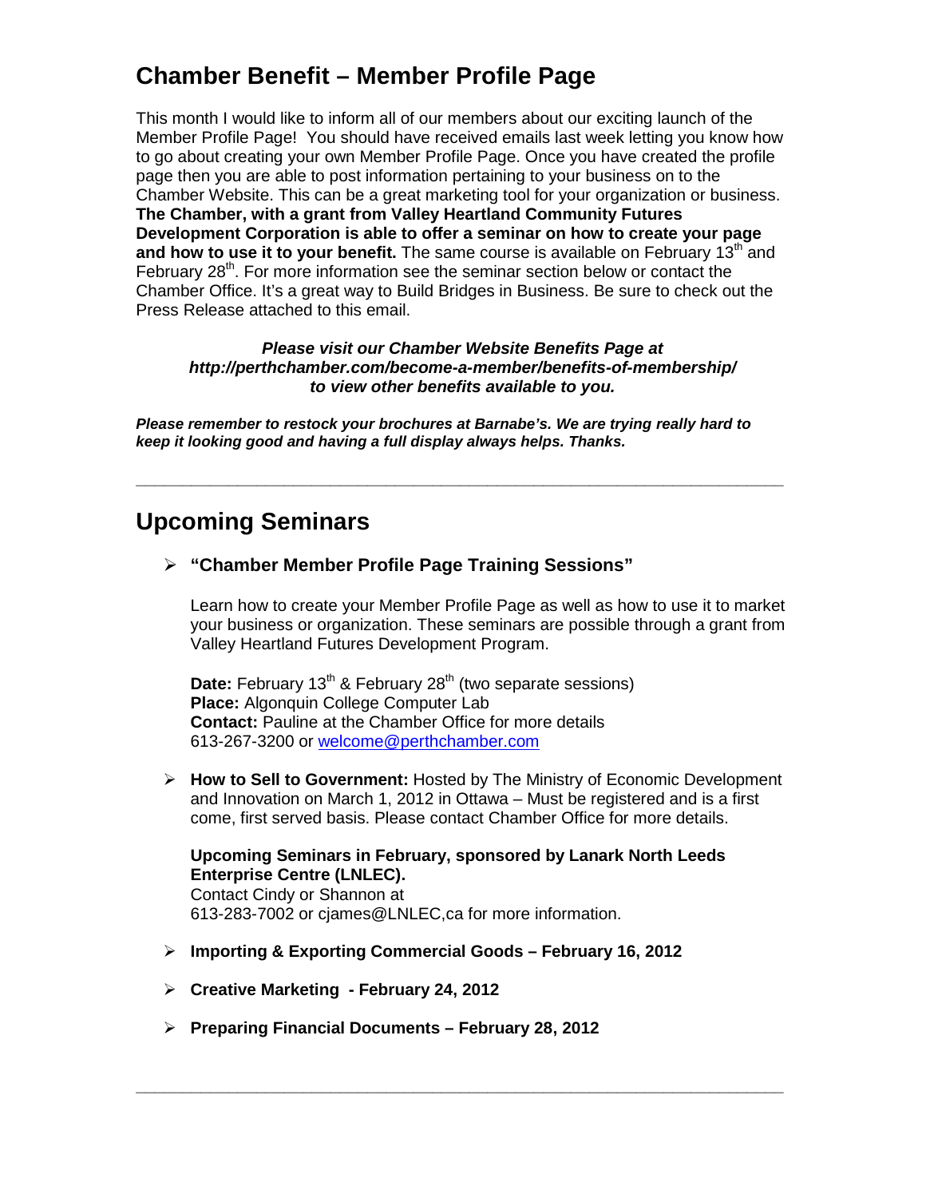## Chamber Benefit – Member Profile Page

This month I would like to inform all of our members about our exciting launch of the Member Profile Page! You should have received emails last week letting you know how to go about creating your own Member Profile Page. Once you have created the profile page then you are able to post information pertaining to your business on to the Chamber Website. This can be a great marketing tool for your organization or business. **The Chamber, with a grant from Valley Heartland Community Futures Development Corporation is able to offer a seminar on how to create your page and how to use it to your benefit.** The same course is available on February 13th and February 28th. For more information see the seminar section below or contact the Chamber Office. It's a great way to Build Bridges in Business. Be sure to check out the Press Release attached to this email.

***Please visit our Chamber Website Benefits Page at http://perthchamber.com/become-a-member/benefits-of-membership/ to view other benefits available to you.***

***Please remember to restock your brochures at Barnabe's. We are trying really hard to keep it looking good and having a full display always helps. Thanks.***

---

## Upcoming Seminars

- **"Chamber Member Profile Page Training Sessions"**

  Learn how to create your Member Profile Page as well as how to use it to market your business or organization. These seminars are possible through a grant from Valley Heartland Futures Development Program.

  **Date:** February 13th & February 28th (two separate sessions)
  **Place:** Algonquin College Computer Lab
  **Contact:** Pauline at the Chamber Office for more details
  613-267-3200 or welcome@perthchamber.com

- **How to Sell to Government:** Hosted by The Ministry of Economic Development and Innovation on March 1, 2012 in Ottawa – Must be registered and is a first come, first served basis. Please contact Chamber Office for more details.

  **Upcoming Seminars in February, sponsored by Lanark North Leeds Enterprise Centre (LNLEC).**
  Contact Cindy or Shannon at
  613-283-7002 or cjames@LNLEC,ca for more information.

- **Importing & Exporting Commercial Goods – February 16, 2012**

- **Creative Marketing - February 24, 2012**

- **Preparing Financial Documents – February 28, 2012**

---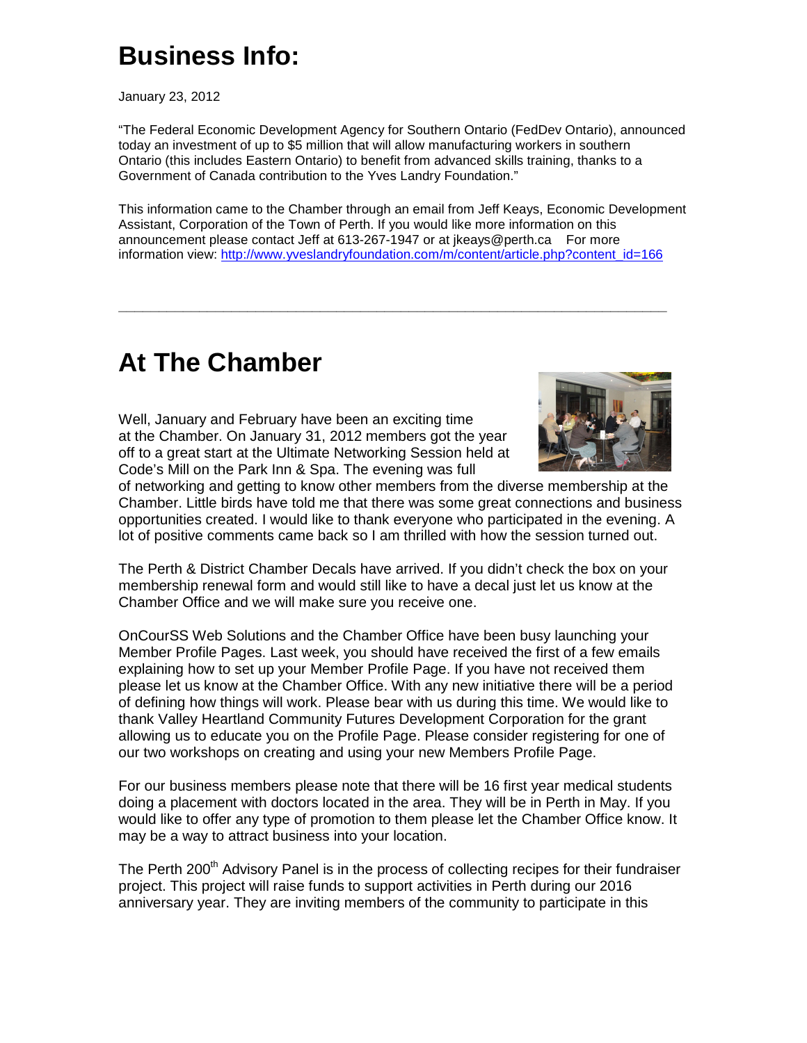# Business Info:

January 23, 2012

"The Federal Economic Development Agency for Southern Ontario (FedDev Ontario), announced today an investment of up to $5 million that will allow manufacturing workers in southern Ontario (this includes Eastern Ontario) to benefit from advanced skills training, thanks to a Government of Canada contribution to the Yves Landry Foundation."

This information came to the Chamber through an email from Jeff Keays, Economic Development Assistant, Corporation of the Town of Perth. If you would like more information on this announcement please contact Jeff at 613-267-1947 or at jkeays@perth.ca For more information view: http://www.yveslandryfoundation.com/m/content/article.php?content_id=166

---

# At The Chamber

Well, January and February have been an exciting time at the Chamber. On January 31, 2012 members got the year off to a great start at the Ultimate Networking Session held at Code's Mill on the Park Inn & Spa. The evening was full of networking and getting to know other members from the diverse membership at the Chamber. Little birds have told me that there was some great connections and business opportunities created. I would like to thank everyone who participated in the evening. A lot of positive comments came back so I am thrilled with how the session turned out.

The Perth & District Chamber Decals have arrived. If you didn't check the box on your membership renewal form and would still like to have a decal just let us know at the Chamber Office and we will make sure you receive one.

OnCourSS Web Solutions and the Chamber Office have been busy launching your Member Profile Pages. Last week, you should have received the first of a few emails explaining how to set up your Member Profile Page. If you have not received them please let us know at the Chamber Office. With any new initiative there will be a period of defining how things will work. Please bear with us during this time. We would like to thank Valley Heartland Community Futures Development Corporation for the grant allowing us to educate you on the Profile Page. Please consider registering for one of our two workshops on creating and using your new Members Profile Page.

For our business members please note that there will be 16 first year medical students doing a placement with doctors located in the area. They will be in Perth in May. If you would like to offer any type of promotion to them please let the Chamber Office know. It may be a way to attract business into your location.

The Perth 200th Advisory Panel is in the process of collecting recipes for their fundraiser project. This project will raise funds to support activities in Perth during our 2016 anniversary year. They are inviting members of the community to participate in this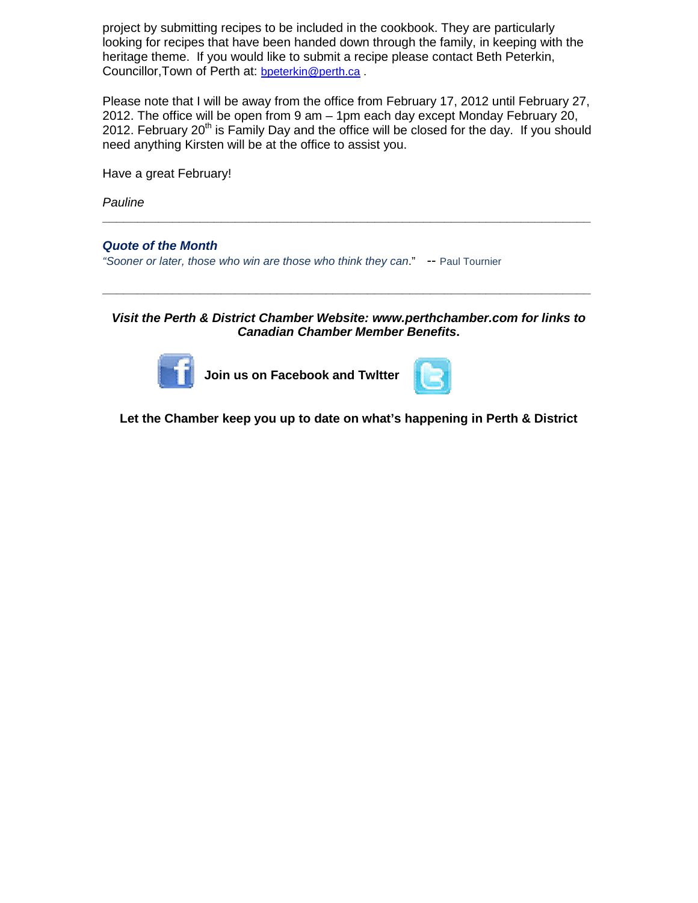project by submitting recipes to be included in the cookbook. They are particularly looking for recipes that have been handed down through the family, in keeping with the heritage theme. If you would like to submit a recipe please contact Beth Peterkin, Councillor,Town of Perth at: bpeterkin@perth.ca .

Please note that I will be away from the office from February 17, 2012 until February 27, 2012. The office will be open from 9 am – 1pm each day except Monday February 20, 2012. February 20th is Family Day and the office will be closed for the day. If you should need anything Kirsten will be at the office to assist you.

Have a great February!

*Pauline*

---

***Quote of the Month***

*"Sooner or later, those who win are those who think they can."* -- Paul Tournier

---

***Visit the Perth & District Chamber Website: www.perthchamber.com for links to Canadian Chamber Member Benefits*.**

**Join us on Facebook and Twitter**

**Let the Chamber keep you up to date on what's happening in Perth & District**